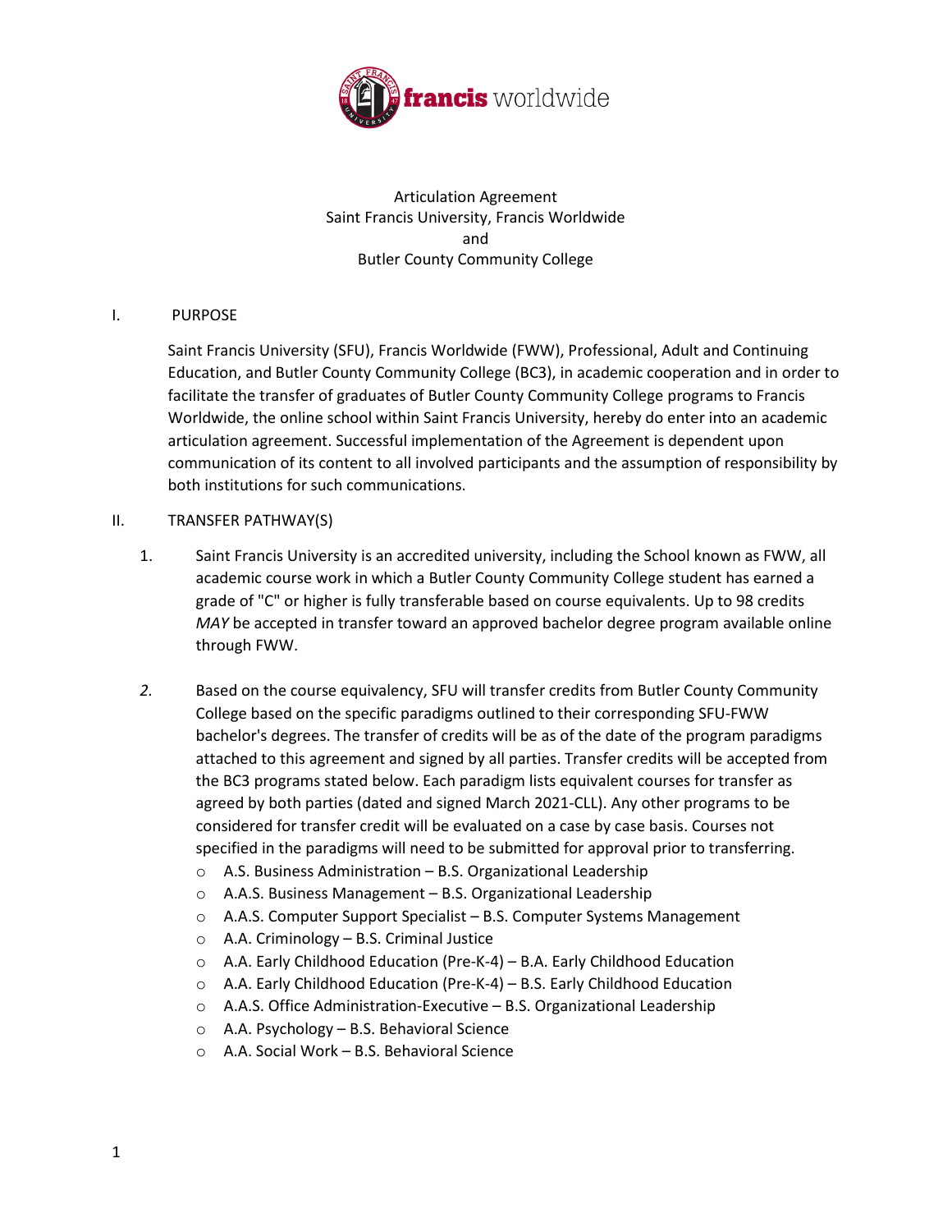# Articulation Agreement
## Saint Francis University, Francis Worldwide
## and
## Butler County Community College

## I. PURPOSE

Saint Francis University (SFU), Francis Worldwide (FWW), Professional, Adult and Continuing Education, and Butler County Community College (BC3), in academic cooperation and in order to facilitate the transfer of graduates of Butler County Community College programs to Francis Worldwide, the online school within Saint Francis University, hereby do enter into an academic articulation agreement. Successful implementation of the Agreement is dependent upon communication of its content to all involved participants and the assumption of responsibility by both institutions for such communications.

## II. TRANSFER PATHWAY(S)

1. Saint Francis University is an accredited university, including the School known as FWW, all academic course work in which a Butler County Community College student has earned a grade of "C" or higher is fully transferable based on course equivalents. Up to 98 credits *MAY* be accepted in transfer toward an approved bachelor degree program available online through FWW.

2. Based on the course equivalency, SFU will transfer credits from Butler County Community College based on the specific paradigms outlined to their corresponding SFU-FWW bachelor's degrees. The transfer of credits will be as of the date of the program paradigms attached to this agreement and signed by all parties. Transfer credits will be accepted from the BC3 programs stated below. Each paradigm lists equivalent courses for transfer as agreed by both parties (dated and signed March 2021-CLL). Any other programs to be considered for transfer credit will be evaluated on a case by case basis. Courses not specified in the paradigms will need to be submitted for approval prior to transferring.
   - A.S. Business Administration – B.S. Organizational Leadership
   - A.A.S. Business Management – B.S. Organizational Leadership
   - A.A.S. Computer Support Specialist – B.S. Computer Systems Management
   - A.A. Criminology – B.S. Criminal Justice
   - A.A. Early Childhood Education (Pre-K-4) – B.A. Early Childhood Education
   - A.A. Early Childhood Education (Pre-K-4) – B.S. Early Childhood Education
   - A.A.S. Office Administration-Executive – B.S. Organizational Leadership
   - A.A. Psychology – B.S. Behavioral Science
   - A.A. Social Work – B.S. Behavioral Science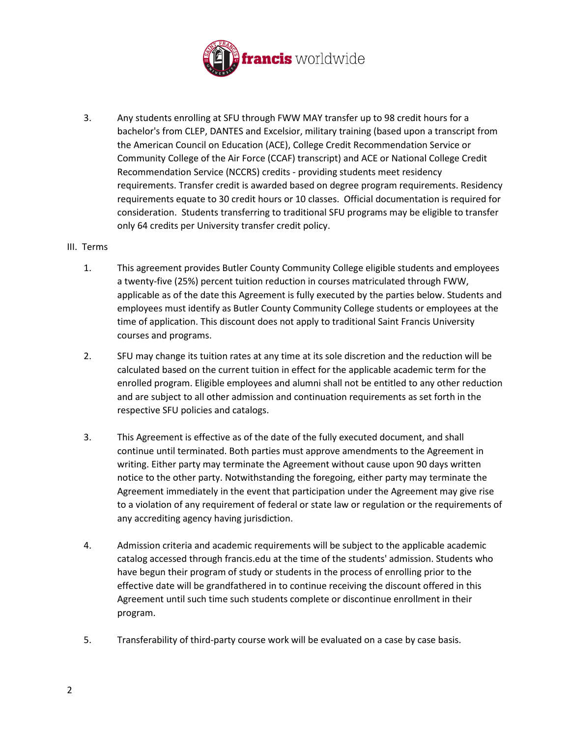3. Any students enrolling at SFU through FWW MAY transfer up to 98 credit hours for a bachelor's from CLEP, DANTES and Excelsior, military training (based upon a transcript from the American Council on Education (ACE), College Credit Recommendation Service or Community College of the Air Force (CCAF) transcript) and ACE or National College Credit Recommendation Service (NCCRS) credits - providing students meet residency requirements. Transfer credit is awarded based on degree program requirements. Residency requirements equate to 30 credit hours or 10 classes. Official documentation is required for consideration. Students transferring to traditional SFU programs may be eligible to transfer only 64 credits per University transfer credit policy.

III. Terms

1. This agreement provides Butler County Community College eligible students and employees a twenty-five (25%) percent tuition reduction in courses matriculated through FWW, applicable as of the date this Agreement is fully executed by the parties below. Students and employees must identify as Butler County Community College students or employees at the time of application. This discount does not apply to traditional Saint Francis University courses and programs.

2. SFU may change its tuition rates at any time at its sole discretion and the reduction will be calculated based on the current tuition in effect for the applicable academic term for the enrolled program. Eligible employees and alumni shall not be entitled to any other reduction and are subject to all other admission and continuation requirements as set forth in the respective SFU policies and catalogs.

3. This Agreement is effective as of the date of the fully executed document, and shall continue until terminated. Both parties must approve amendments to the Agreement in writing. Either party may terminate the Agreement without cause upon 90 days written notice to the other party. Notwithstanding the foregoing, either party may terminate the Agreement immediately in the event that participation under the Agreement may give rise to a violation of any requirement of federal or state law or regulation or the requirements of any accrediting agency having jurisdiction.

4. Admission criteria and academic requirements will be subject to the applicable academic catalog accessed through francis.edu at the time of the students' admission. Students who have begun their program of study or students in the process of enrolling prior to the effective date will be grandfathered in to continue receiving the discount offered in this Agreement until such time such students complete or discontinue enrollment in their program.

5. Transferability of third-party course work will be evaluated on a case by case basis.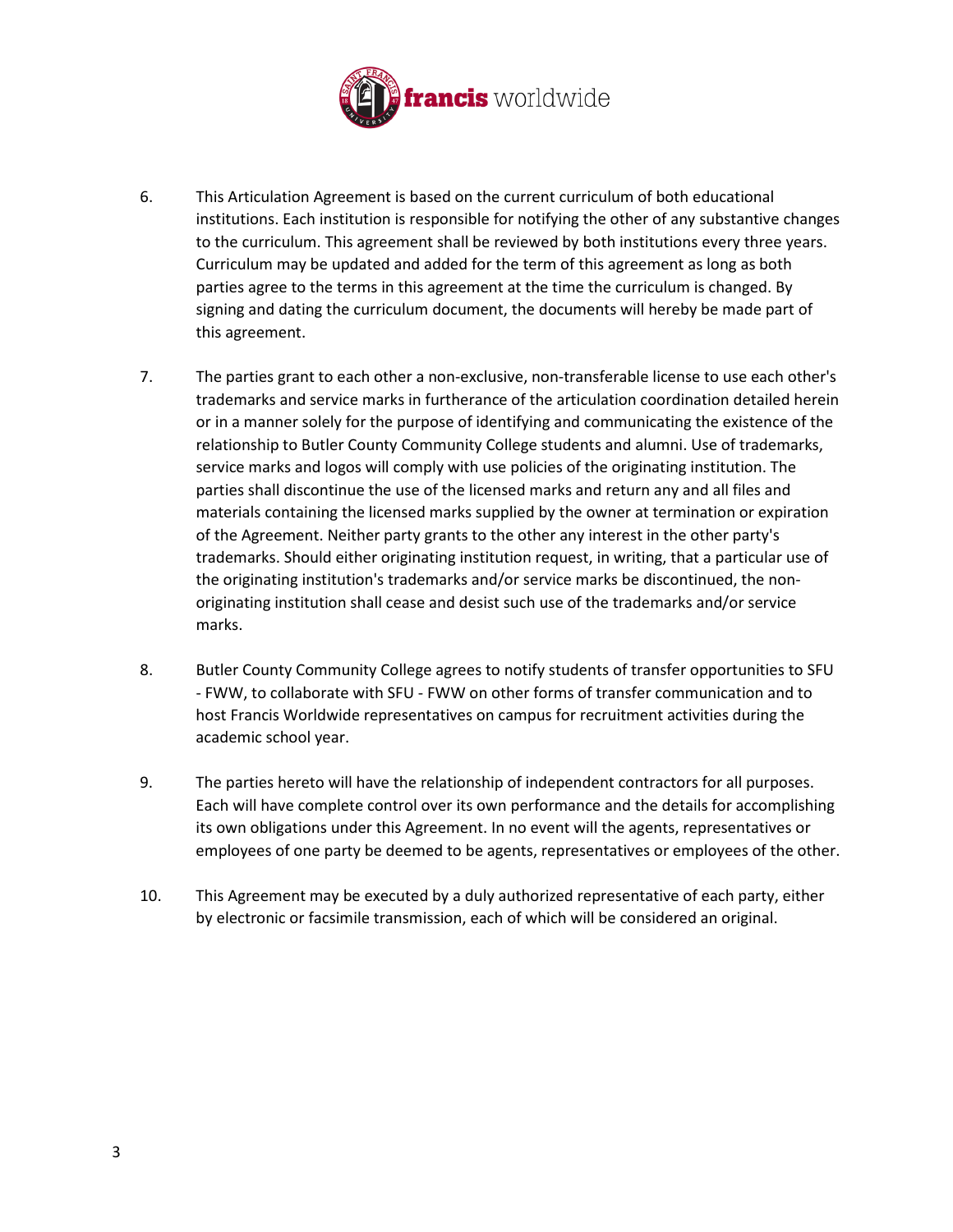6. This Articulation Agreement is based on the current curriculum of both educational institutions. Each institution is responsible for notifying the other of any substantive changes to the curriculum. This agreement shall be reviewed by both institutions every three years. Curriculum may be updated and added for the term of this agreement as long as both parties agree to the terms in this agreement at the time the curriculum is changed. By signing and dating the curriculum document, the documents will hereby be made part of this agreement.

7. The parties grant to each other a non-exclusive, non-transferable license to use each other's trademarks and service marks in furtherance of the articulation coordination detailed herein or in a manner solely for the purpose of identifying and communicating the existence of the relationship to Butler County Community College students and alumni. Use of trademarks, service marks and logos will comply with use policies of the originating institution. The parties shall discontinue the use of the licensed marks and return any and all files and materials containing the licensed marks supplied by the owner at termination or expiration of the Agreement. Neither party grants to the other any interest in the other party's trademarks. Should either originating institution request, in writing, that a particular use of the originating institution's trademarks and/or service marks be discontinued, the non-originating institution shall cease and desist such use of the trademarks and/or service marks.

8. Butler County Community College agrees to notify students of transfer opportunities to SFU - FWW, to collaborate with SFU - FWW on other forms of transfer communication and to host Francis Worldwide representatives on campus for recruitment activities during the academic school year.

9. The parties hereto will have the relationship of independent contractors for all purposes. Each will have complete control over its own performance and the details for accomplishing its own obligations under this Agreement. In no event will the agents, representatives or employees of one party be deemed to be agents, representatives or employees of the other.

10. This Agreement may be executed by a duly authorized representative of each party, either by electronic or facsimile transmission, each of which will be considered an original.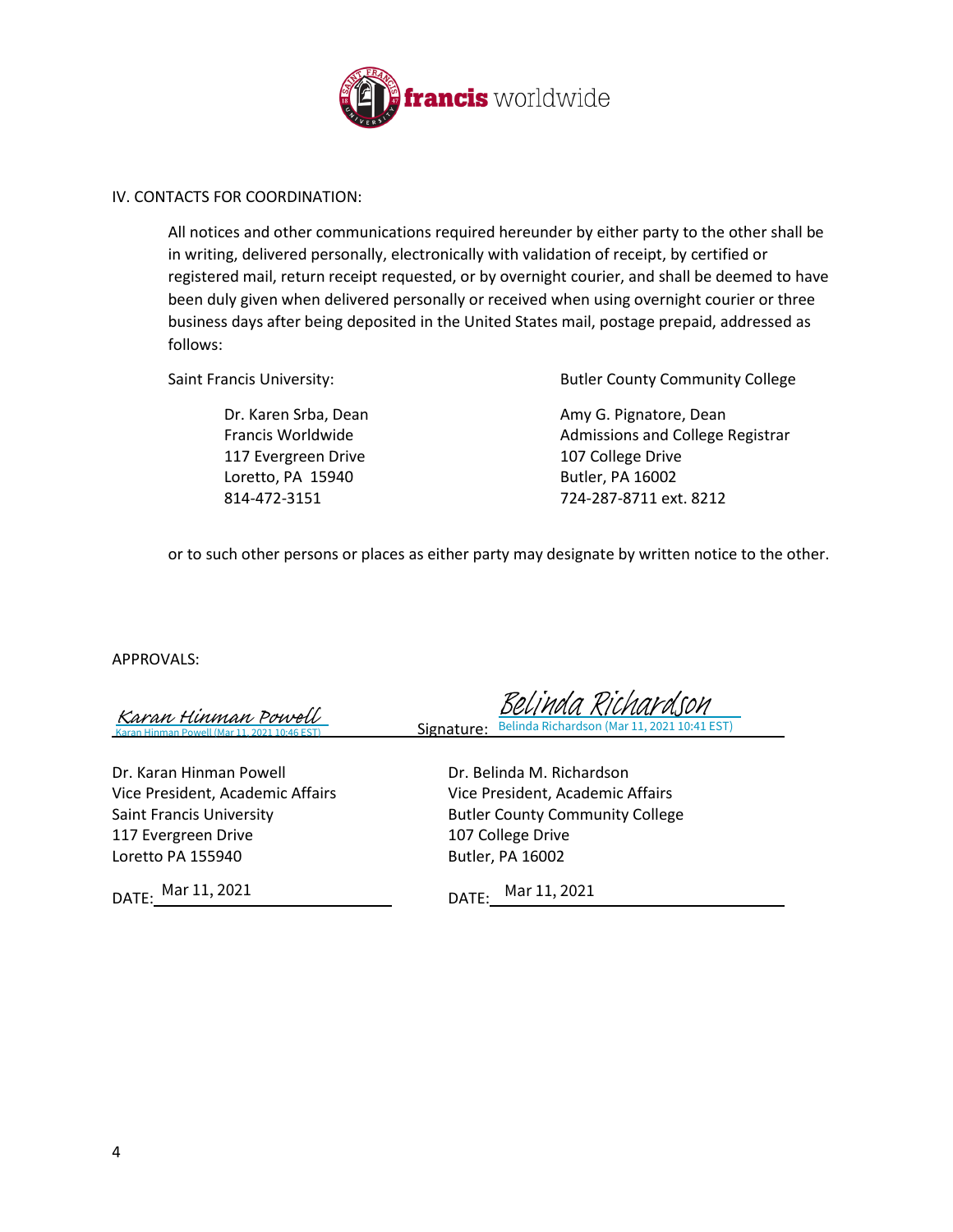## IV. CONTACTS FOR COORDINATION:

All notices and other communications required hereunder by either party to the other shall be in writing, delivered personally, electronically with validation of receipt, by certified or registered mail, return receipt requested, or by overnight courier, and shall be deemed to have been duly given when delivered personally or received when using overnight courier or three business days after being deposited in the United States mail, postage prepaid, addressed as follows:

Saint Francis University:

Dr. Karen Srba, Dean
Francis Worldwide
117 Evergreen Drive
Loretto, PA 15940
814-472-3151

Butler County Community College

Amy G. Pignatore, Dean
Admissions and College Registrar
107 College Drive
Butler, PA 16002
724-287-8711 ext. 8212

or to such other persons or places as either party may designate by written notice to the other.

APPROVALS:

*Karan Hinman Powell*
Karan Hinman Powell (Mar 11, 2021 10:46 EST)

Dr. Karan Hinman Powell
Vice President, Academic Affairs
Saint Francis University
117 Evergreen Drive
Loretto PA 155940

DATE: Mar 11, 2021

Signature: *Belinda Richardson*
Belinda Richardson (Mar 11, 2021 10:41 EST)

Dr. Belinda M. Richardson
Vice President, Academic Affairs
Butler County Community College
107 College Drive
Butler, PA 16002

DATE: Mar 11, 2021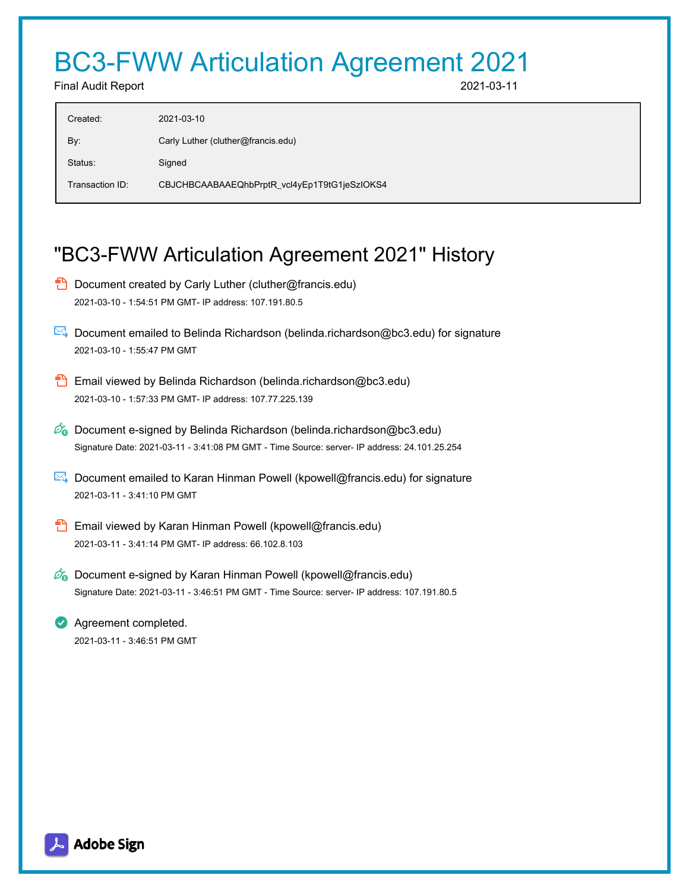# BC3-FWW Articulation Agreement 2021

Final Audit Report 2021-03-11

| | |
|---|---|
| Created: | 2021-03-10 |
| By: | Carly Luther (cluther@francis.edu) |
| Status: | Signed |
| Transaction ID: | CBJCHBCAABAAEQhbPrptR_vcl4yEp1T9tG1jeSzIOKS4 |

## "BC3-FWW Articulation Agreement 2021" History

- Document created by Carly Luther (cluther@francis.edu)
  2021-03-10 - 1:54:51 PM GMT- IP address: 107.191.80.5

- Document emailed to Belinda Richardson (belinda.richardson@bc3.edu) for signature
  2021-03-10 - 1:55:47 PM GMT

- Email viewed by Belinda Richardson (belinda.richardson@bc3.edu)
  2021-03-10 - 1:57:33 PM GMT- IP address: 107.77.225.139

- Document e-signed by Belinda Richardson (belinda.richardson@bc3.edu)
  Signature Date: 2021-03-11 - 3:41:08 PM GMT - Time Source: server- IP address: 24.101.25.254

- Document emailed to Karan Hinman Powell (kpowell@francis.edu) for signature
  2021-03-11 - 3:41:10 PM GMT

- Email viewed by Karan Hinman Powell (kpowell@francis.edu)
  2021-03-11 - 3:41:14 PM GMT- IP address: 66.102.8.103

- Document e-signed by Karan Hinman Powell (kpowell@francis.edu)
  Signature Date: 2021-03-11 - 3:46:51 PM GMT - Time Source: server- IP address: 107.191.80.5

- Agreement completed.
  2021-03-11 - 3:46:51 PM GMT

Adobe Sign